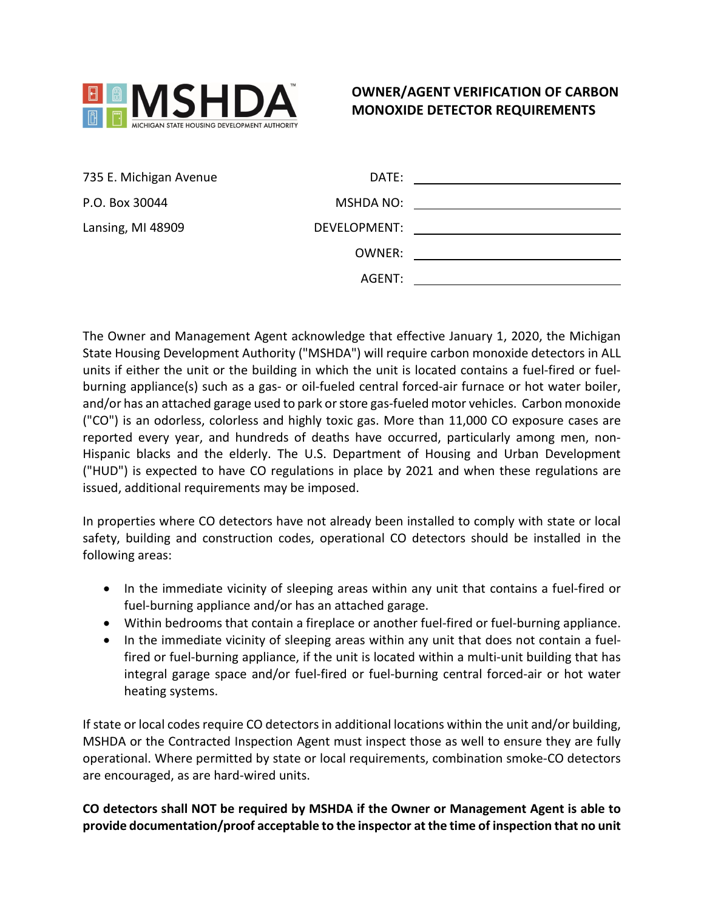MSHDA
MICHIGAN STATE HOUSING DEVELOPMENT AUTHORITY

# OWNER/AGENT VERIFICATION OF CARBON MONOXIDE DETECTOR REQUIREMENTS

735 E. Michigan Avenue
P.O. Box 30044
Lansing, MI 48909

DATE: ______________________

MSHDA NO: ______________________

DEVELOPMENT: ______________________

OWNER: ______________________

AGENT: ______________________

The Owner and Management Agent acknowledge that effective January 1, 2020, the Michigan State Housing Development Authority ("MSHDA") will require carbon monoxide detectors in ALL units if either the unit or the building in which the unit is located contains a fuel-fired or fuel-burning appliance(s) such as a gas- or oil-fueled central forced-air furnace or hot water boiler, and/or has an attached garage used to park or store gas-fueled motor vehicles. Carbon monoxide ("CO") is an odorless, colorless and highly toxic gas. More than 11,000 CO exposure cases are reported every year, and hundreds of deaths have occurred, particularly among men, non-Hispanic blacks and the elderly. The U.S. Department of Housing and Urban Development ("HUD") is expected to have CO regulations in place by 2021 and when these regulations are issued, additional requirements may be imposed.

In properties where CO detectors have not already been installed to comply with state or local safety, building and construction codes, operational CO detectors should be installed in the following areas:

- In the immediate vicinity of sleeping areas within any unit that contains a fuel-fired or fuel-burning appliance and/or has an attached garage.
- Within bedrooms that contain a fireplace or another fuel-fired or fuel-burning appliance.
- In the immediate vicinity of sleeping areas within any unit that does not contain a fuel-fired or fuel-burning appliance, if the unit is located within a multi-unit building that has integral garage space and/or fuel-fired or fuel-burning central forced-air or hot water heating systems.

If state or local codes require CO detectors in additional locations within the unit and/or building, MSHDA or the Contracted Inspection Agent must inspect those as well to ensure they are fully operational. Where permitted by state or local requirements, combination smoke-CO detectors are encouraged, as are hard-wired units.

**CO detectors shall NOT be required by MSHDA if the Owner or Management Agent is able to provide documentation/proof acceptable to the inspector at the time of inspection that no unit**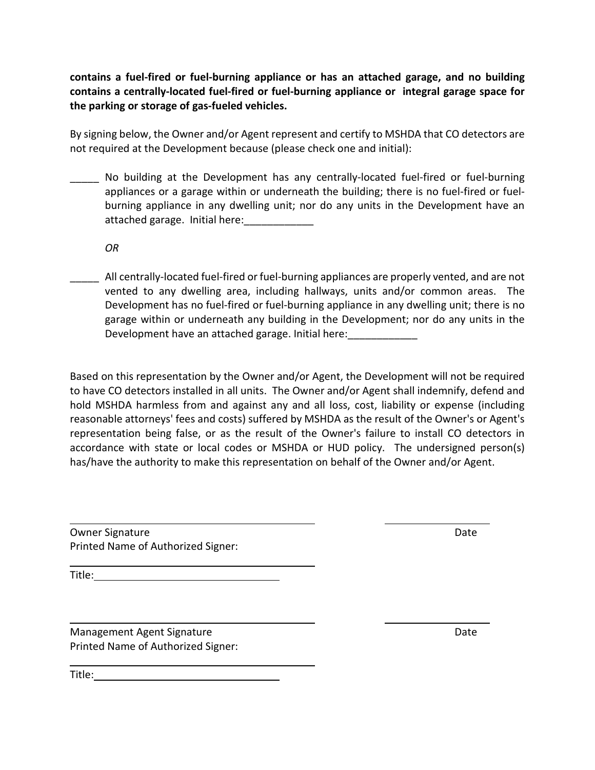**contains a fuel-fired or fuel-burning appliance or has an attached garage, and no building contains a centrally-located fuel-fired or fuel-burning appliance or integral garage space for the parking or storage of gas-fueled vehicles.**

By signing below, the Owner and/or Agent represent and certify to MSHDA that CO detectors are not required at the Development because (please check one and initial):

_____ No building at the Development has any centrally-located fuel-fired or fuel-burning appliances or a garage within or underneath the building; there is no fuel-fired or fuel-burning appliance in any dwelling unit; nor do any units in the Development have an attached garage. Initial here:____________

*OR*

_____ All centrally-located fuel-fired or fuel-burning appliances are properly vented, and are not vented to any dwelling area, including hallways, units and/or common areas. The Development has no fuel-fired or fuel-burning appliance in any dwelling unit; there is no garage within or underneath any building in the Development; nor do any units in the Development have an attached garage. Initial here:____________

Based on this representation by the Owner and/or Agent, the Development will not be required to have CO detectors installed in all units. The Owner and/or Agent shall indemnify, defend and hold MSHDA harmless from and against any and all loss, cost, liability or expense (including reasonable attorneys' fees and costs) suffered by MSHDA as the result of the Owner's or Agent's representation being false, or as the result of the Owner's failure to install CO detectors in accordance with state or local codes or MSHDA or HUD policy. The undersigned person(s) has/have the authority to make this representation on behalf of the Owner and/or Agent.

______________________________________ ____________________

Owner Signature Date

Printed Name of Authorized Signer:

______________________________________

Title:________________________________

______________________________________ ____________________

Management Agent Signature Date

Printed Name of Authorized Signer:

______________________________________

Title:________________________________